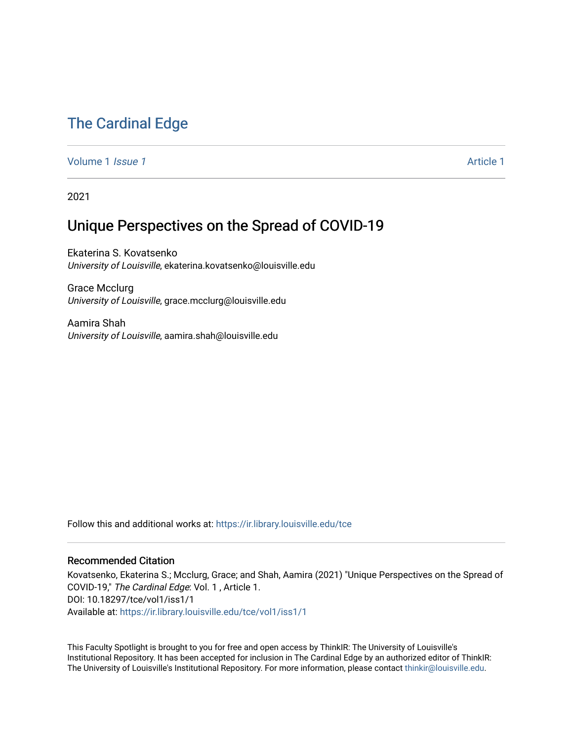# The Cardinal Edge

Volume 1 *Issue 1* Article 1

2021

## Unique Perspectives on the Spread of COVID-19

Ekaterina S. Kovatsenko
*University of Louisville*, ekaterina.kovatsenko@louisville.edu

Grace Mcclurg
*University of Louisville*, grace.mcclurg@louisville.edu

Aamira Shah
*University of Louisville*, aamira.shah@louisville.edu

Follow this and additional works at: https://ir.library.louisville.edu/tce

### Recommended Citation

Kovatsenko, Ekaterina S.; Mcclurg, Grace; and Shah, Aamira (2021) "Unique Perspectives on the Spread of COVID-19," *The Cardinal Edge*: Vol. 1 , Article 1.
DOI: 10.18297/tce/vol1/iss1/1
Available at: https://ir.library.louisville.edu/tce/vol1/iss1/1

This Faculty Spotlight is brought to you for free and open access by ThinkIR: The University of Louisville's Institutional Repository. It has been accepted for inclusion in The Cardinal Edge by an authorized editor of ThinkIR: The University of Louisville's Institutional Repository. For more information, please contact thinkir@louisville.edu.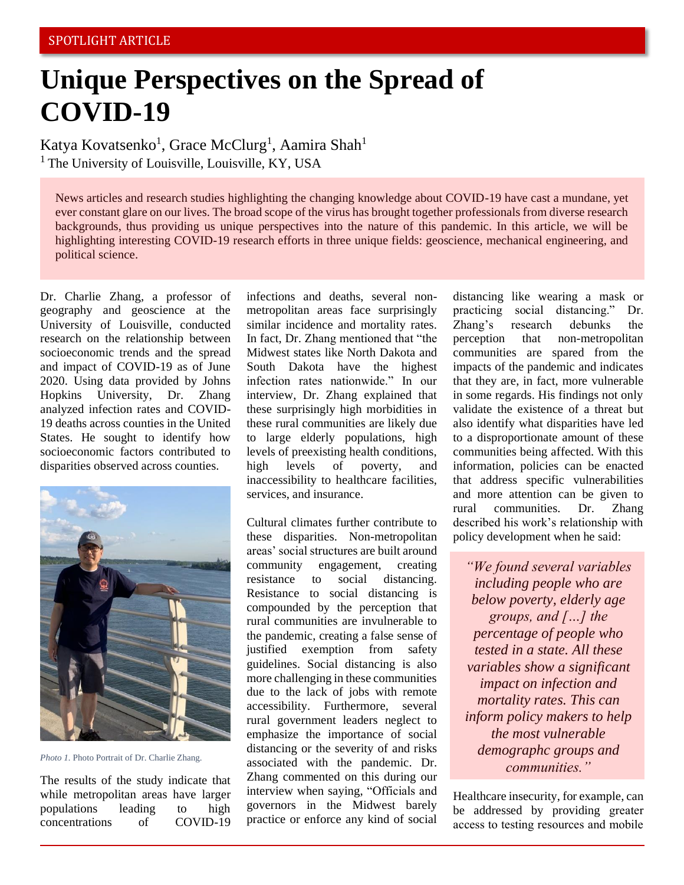SPOTLIGHT ARTICLE

# Unique Perspectives on the Spread of COVID-19

Katya Kovatsenko[1], Grace McClurg[1], Aamira Shah[1]

[1] The University of Louisville, Louisville, KY, USA

News articles and research studies highlighting the changing knowledge about COVID-19 have cast a mundane, yet ever constant glare on our lives. The broad scope of the virus has brought together professionals from diverse research backgrounds, thus providing us unique perspectives into the nature of this pandemic. In this article, we will be highlighting interesting COVID-19 research efforts in three unique fields: geoscience, mechanical engineering, and political science.

Dr. Charlie Zhang, a professor of geography and geoscience at the University of Louisville, conducted research on the relationship between socioeconomic trends and the spread and impact of COVID-19 as of June 2020. Using data provided by Johns Hopkins University, Dr. Zhang analyzed infection rates and COVID-19 deaths across counties in the United States. He sought to identify how socioeconomic factors contributed to disparities observed across counties.

*Photo 1.* Photo Portrait of Dr. Charlie Zhang.

The results of the study indicate that while metropolitan areas have larger populations leading to high concentrations of COVID-19 infections and deaths, several non-metropolitan areas face surprisingly similar incidence and mortality rates. In fact, Dr. Zhang mentioned that "the Midwest states like North Dakota and South Dakota have the highest infection rates nationwide." In our interview, Dr. Zhang explained that these surprisingly high morbidities in these rural communities are likely due to large elderly populations, high levels of preexisting health conditions, high levels of poverty, and inaccessibility to healthcare facilities, services, and insurance.

Cultural climates further contribute to these disparities. Non-metropolitan areas' social structures are built around community engagement, creating resistance to social distancing. Resistance to social distancing is compounded by the perception that rural communities are invulnerable to the pandemic, creating a false sense of justified exemption from safety guidelines. Social distancing is also more challenging in these communities due to the lack of jobs with remote accessibility. Furthermore, several rural government leaders neglect to emphasize the importance of social distancing or the severity of and risks associated with the pandemic. Dr. Zhang commented on this during our interview when saying, "Officials and governors in the Midwest barely practice or enforce any kind of social distancing like wearing a mask or practicing social distancing." Dr. Zhang's research debunks the perception that non-metropolitan communities are spared from the impacts of the pandemic and indicates that they are, in fact, more vulnerable in some regards. His findings not only validate the existence of a threat but also identify what disparities have led to a disproportionate amount of these communities being affected. With this information, policies can be enacted that address specific vulnerabilities and more attention can be given to rural communities. Dr. Zhang described his work's relationship with policy development when he said:

> *"We found several variables including people who are below poverty, elderly age groups, and […] the percentage of people who tested in a state. All these variables show a significant impact on infection and mortality rates. This can inform policy makers to help the most vulnerable demographc groups and communities."*

Healthcare insecurity, for example, can be addressed by providing greater access to testing resources and mobile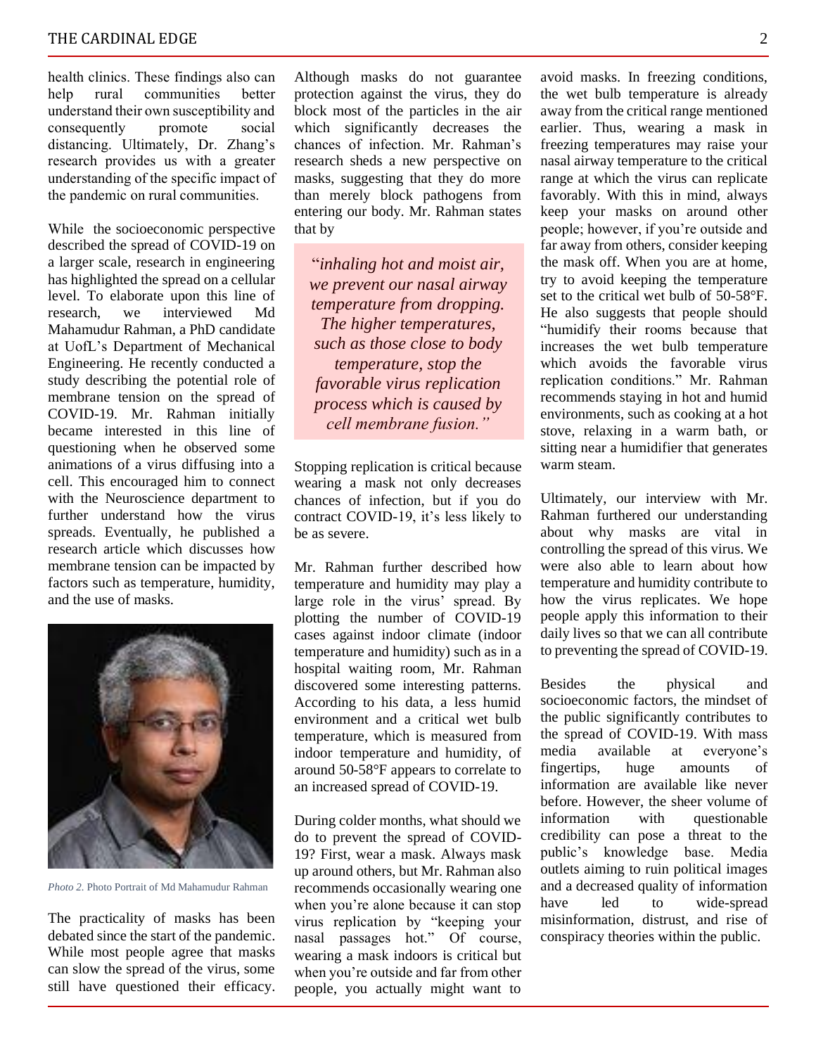health clinics. These findings also can help rural communities better understand their own susceptibility and consequently promote social distancing. Ultimately, Dr. Zhang's research provides us with a greater understanding of the specific impact of the pandemic on rural communities.

While the socioeconomic perspective described the spread of COVID-19 on a larger scale, research in engineering has highlighted the spread on a cellular level. To elaborate upon this line of research, we interviewed Md Mahamudur Rahman, a PhD candidate at UofL's Department of Mechanical Engineering. He recently conducted a study describing the potential role of membrane tension on the spread of COVID-19. Mr. Rahman initially became interested in this line of questioning when he observed some animations of a virus diffusing into a cell. This encouraged him to connect with the Neuroscience department to further understand how the virus spreads. Eventually, he published a research article which discusses how membrane tension can be impacted by factors such as temperature, humidity, and the use of masks.

*Photo 2.* Photo Portrait of Md Mahamudur Rahman

The practicality of masks has been debated since the start of the pandemic. While most people agree that masks can slow the spread of the virus, some still have questioned their efficacy. Although masks do not guarantee protection against the virus, they do block most of the particles in the air which significantly decreases the chances of infection. Mr. Rahman's research sheds a new perspective on masks, suggesting that they do more than merely block pathogens from entering our body. Mr. Rahman states that by

> "*inhaling hot and moist air, we prevent our nasal airway temperature from dropping. The higher temperatures, such as those close to body temperature, stop the favorable virus replication process which is caused by cell membrane fusion.*"

Stopping replication is critical because wearing a mask not only decreases chances of infection, but if you do contract COVID-19, it's less likely to be as severe.

Mr. Rahman further described how temperature and humidity may play a large role in the virus' spread. By plotting the number of COVID-19 cases against indoor climate (indoor temperature and humidity) such as in a hospital waiting room, Mr. Rahman discovered some interesting patterns. According to his data, a less humid environment and a critical wet bulb temperature, which is measured from indoor temperature and humidity, of around 50-58°F appears to correlate to an increased spread of COVID-19.

During colder months, what should we do to prevent the spread of COVID-19? First, wear a mask. Always mask up around others, but Mr. Rahman also recommends occasionally wearing one when you're alone because it can stop virus replication by "keeping your nasal passages hot." Of course, wearing a mask indoors is critical but when you're outside and far from other people, you actually might want to avoid masks. In freezing conditions, the wet bulb temperature is already away from the critical range mentioned earlier. Thus, wearing a mask in freezing temperatures may raise your nasal airway temperature to the critical range at which the virus can replicate favorably. With this in mind, always keep your masks on around other people; however, if you're outside and far away from others, consider keeping the mask off. When you are at home, try to avoid keeping the temperature set to the critical wet bulb of 50-58°F. He also suggests that people should "humidify their rooms because that increases the wet bulb temperature which avoids the favorable virus replication conditions." Mr. Rahman recommends staying in hot and humid environments, such as cooking at a hot stove, relaxing in a warm bath, or sitting near a humidifier that generates warm steam.

Ultimately, our interview with Mr. Rahman furthered our understanding about why masks are vital in controlling the spread of this virus. We were also able to learn about how temperature and humidity contribute to how the virus replicates. We hope people apply this information to their daily lives so that we can all contribute to preventing the spread of COVID-19.

Besides the physical and socioeconomic factors, the mindset of the public significantly contributes to the spread of COVID-19. With mass media available at everyone's fingertips, huge amounts of information are available like never before. However, the sheer volume of information with questionable credibility can pose a threat to the public's knowledge base. Media outlets aiming to ruin political images and a decreased quality of information have led to wide-spread misinformation, distrust, and rise of conspiracy theories within the public.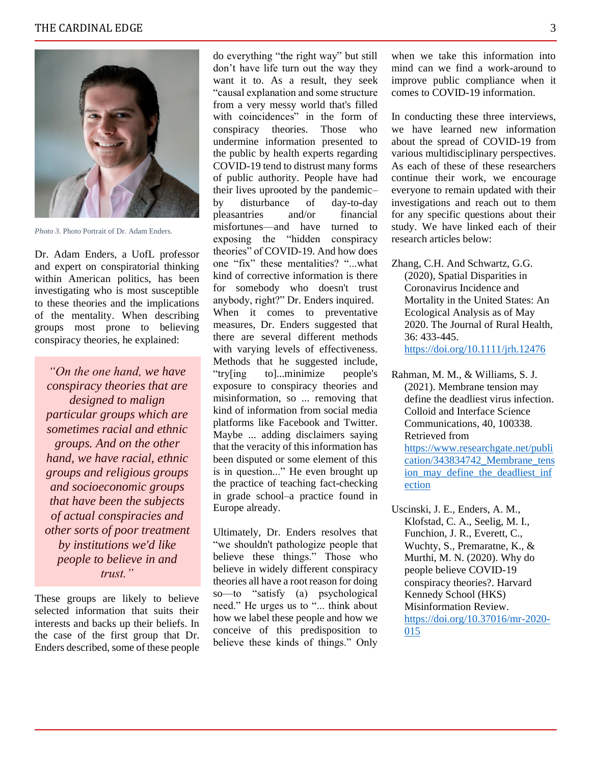*Photo 3.* Photo Portrait of Dr. Adam Enders.

Dr. Adam Enders, a UofL professor and expert on conspiratorial thinking within American politics, has been investigating who is most susceptible to these theories and the implications of the mentality. When describing groups most prone to believing conspiracy theories, he explained:

> *"On the one hand, we have conspiracy theories that are designed to malign particular groups which are sometimes racial and ethnic groups. And on the other hand, we have racial, ethnic groups and religious groups and socioeconomic groups that have been the subjects of actual conspiracies and other sorts of poor treatment by institutions we'd like people to believe in and trust."*

These groups are likely to believe selected information that suits their interests and backs up their beliefs. In the case of the first group that Dr. Enders described, some of these people do everything "the right way" but still don't have life turn out the way they want it to. As a result, they seek "causal explanation and some structure from a very messy world that's filled with coincidences" in the form of conspiracy theories. Those who undermine information presented to the public by health experts regarding COVID-19 tend to distrust many forms of public authority. People have had their lives uprooted by the pandemic–by disturbance of day-to-day pleasantries and/or financial misfortunes—and have turned to exposing the "hidden conspiracy theories" of COVID-19. And how does one "fix" these mentalities? "...what kind of corrective information is there for somebody who doesn't trust anybody, right?" Dr. Enders inquired. When it comes to preventative measures, Dr. Enders suggested that there are several different methods with varying levels of effectiveness. Methods that he suggested include, "try[ing to]...minimize people's exposure to conspiracy theories and misinformation, so ... removing that kind of information from social media platforms like Facebook and Twitter. Maybe ... adding disclaimers saying that the veracity of this information has been disputed or some element of this is in question..." He even brought up the practice of teaching fact-checking in grade school–a practice found in Europe already.

Ultimately, Dr. Enders resolves that "we shouldn't pathologize people that believe these things." Those who believe in widely different conspiracy theories all have a root reason for doing so—to "satisfy (a) psychological need." He urges us to "... think about how we label these people and how we conceive of this predisposition to believe these kinds of things." Only when we take this information into mind can we find a work-around to improve public compliance when it comes to COVID-19 information.

In conducting these three interviews, we have learned new information about the spread of COVID-19 from various multidisciplinary perspectives. As each of these of these researchers continue their work, we encourage everyone to remain updated with their investigations and reach out to them for any specific questions about their study. We have linked each of their research articles below:

Zhang, C.H. And Schwartz, G.G. (2020), Spatial Disparities in Coronavirus Incidence and Mortality in the United States: An Ecological Analysis as of May 2020. The Journal of Rural Health, 36: 433-445. https://doi.org/10.1111/jrh.12476

Rahman, M. M., & Williams, S. J. (2021). Membrane tension may define the deadliest virus infection. Colloid and Interface Science Communications, 40, 100338. Retrieved from https://www.researchgate.net/publication/343834742_Membrane_tension_may_define_the_deadliest_infection

Uscinski, J. E., Enders, A. M., Klofstad, C. A., Seelig, M. I., Funchion, J. R., Everett, C., Wuchty, S., Premaratne, K., & Murthi, M. N. (2020). Why do people believe COVID-19 conspiracy theories?. Harvard Kennedy School (HKS) Misinformation Review. https://doi.org/10.37016/mr-2020-015